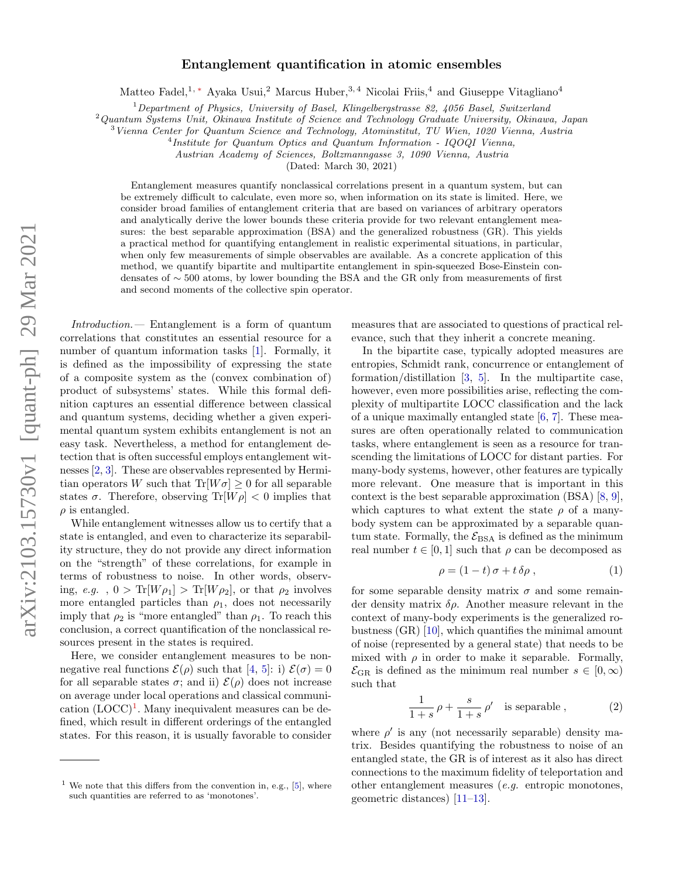# Entanglement quantification in atomic ensembles

Matteo Fadel,[1,*] Ayaka Usui,[2] Marcus Huber,[3,4] Nicolai Friis,[4] and Giuseppe Vitagliano[4]

[1] *Department of Physics, University of Basel, Klingelbergstrasse 82, 4056 Basel, Switzerland*
[2] *Quantum Systems Unit, Okinawa Institute of Science and Technology Graduate University, Okinawa, Japan*
[3] *Vienna Center for Quantum Science and Technology, Atominstitut, TU Wien, 1020 Vienna, Austria*
[4] *Institute for Quantum Optics and Quantum Information - IQOQI Vienna, Austrian Academy of Sciences, Boltzmanngasse 3, 1090 Vienna, Austria*

(Dated: March 30, 2021)

Entanglement measures quantify nonclassical correlations present in a quantum system, but can be extremely difficult to calculate, even more so, when information on its state is limited. Here, we consider broad families of entanglement criteria that are based on variances of arbitrary operators and analytically derive the lower bounds these criteria provide for two relevant entanglement measures: the best separable approximation (BSA) and the generalized robustness (GR). This yields a practical method for quantifying entanglement in realistic experimental situations, in particular, when only few measurements of simple observables are available. As a concrete application of this method, we quantify bipartite and multipartite entanglement in spin-squeezed Bose-Einstein condensates of $\sim 500$ atoms, by lower bounding the BSA and the GR only from measurements of first and second moments of the collective spin operator.

*Introduction.*— Entanglement is a form of quantum correlations that constitutes an essential resource for a number of quantum information tasks [1]. Formally, it is defined as the impossibility of expressing the state of a composite system as the (convex combination of) product of subsystems' states. While this formal definition captures an essential difference between classical and quantum systems, deciding whether a given experimental quantum system exhibits entanglement is not an easy task. Nevertheless, a method for entanglement detection that is often successful employs entanglement witnesses [2, 3]. These are observables represented by Hermitian operators $W$ such that $\mathrm{Tr}[W\sigma] \geq 0$ for all separable states $\sigma$. Therefore, observing $\mathrm{Tr}[W\rho] < 0$ implies that $\rho$ is entangled.

While entanglement witnesses allow us to certify that a state is entangled, and even to characterize its separability structure, they do not provide any direct information on the "strength" of these correlations, for example in terms of robustness to noise. In other words, observing, *e.g.* , $0 > \mathrm{Tr}[W\rho_1] > \mathrm{Tr}[W\rho_2]$, or that $\rho_2$ involves more entangled particles than $\rho_1$, does not necessarily imply that $\rho_2$ is "more entangled" than $\rho_1$. To reach this conclusion, a correct quantification of the nonclassical resources present in the states is required.

Here, we consider entanglement measures to be non-negative real functions $\mathcal{E}(\rho)$ such that [4, 5]: i) $\mathcal{E}(\sigma) = 0$ for all separable states $\sigma$; and ii) $\mathcal{E}(\rho)$ does not increase on average under local operations and classical communication (LOCC)[1]. Many inequivalent measures can be defined, which result in different orderings of the entangled states. For this reason, it is usually favorable to consider measures that are associated to questions of practical relevance, such that they inherit a concrete meaning.

In the bipartite case, typically adopted measures are entropies, Schmidt rank, concurrence or entanglement of formation/distillation [3, 5]. In the multipartite case, however, even more possibilities arise, reflecting the complexity of multipartite LOCC classification and the lack of a unique maximally entangled state [6, 7]. These measures are often operationally related to communication tasks, where entanglement is seen as a resource for transcending the limitations of LOCC for distant parties. For many-body systems, however, other features are typically more relevant. One measure that is important in this context is the best separable approximation (BSA) [8, 9], which captures to what extent the state $\rho$ of a many-body system can be approximated by a separable quantum state. Formally, the $\mathcal{E}_{\mathrm{BSA}}$ is defined as the minimum real number $t \in [0, 1]$ such that $\rho$ can be decomposed as

$$\rho = (1-t)\,\sigma + t\,\delta\rho\,, \tag{1}$$

for some separable density matrix $\sigma$ and some remainder density matrix $\delta\rho$. Another measure relevant in the context of many-body experiments is the generalized robustness (GR) [10], which quantifies the minimal amount of noise (represented by a general state) that needs to be mixed with $\rho$ in order to make it separable. Formally, $\mathcal{E}_{\mathrm{GR}}$ is defined as the minimum real number $s \in [0, \infty)$ such that

$$\frac{1}{1+s}\,\rho + \frac{s}{1+s}\,\rho' \quad \text{is separable}\,, \tag{2}$$

where $\rho'$ is any (not necessarily separable) density matrix. Besides quantifying the robustness to noise of an entangled state, the GR is of interest as it also has direct connections to the maximum fidelity of teleportation and other entanglement measures (*e.g.* entropic monotones, geometric distances) [11–13].

[1] We note that this differs from the convention in, e.g., [5], where such quantities are referred to as 'monotones'.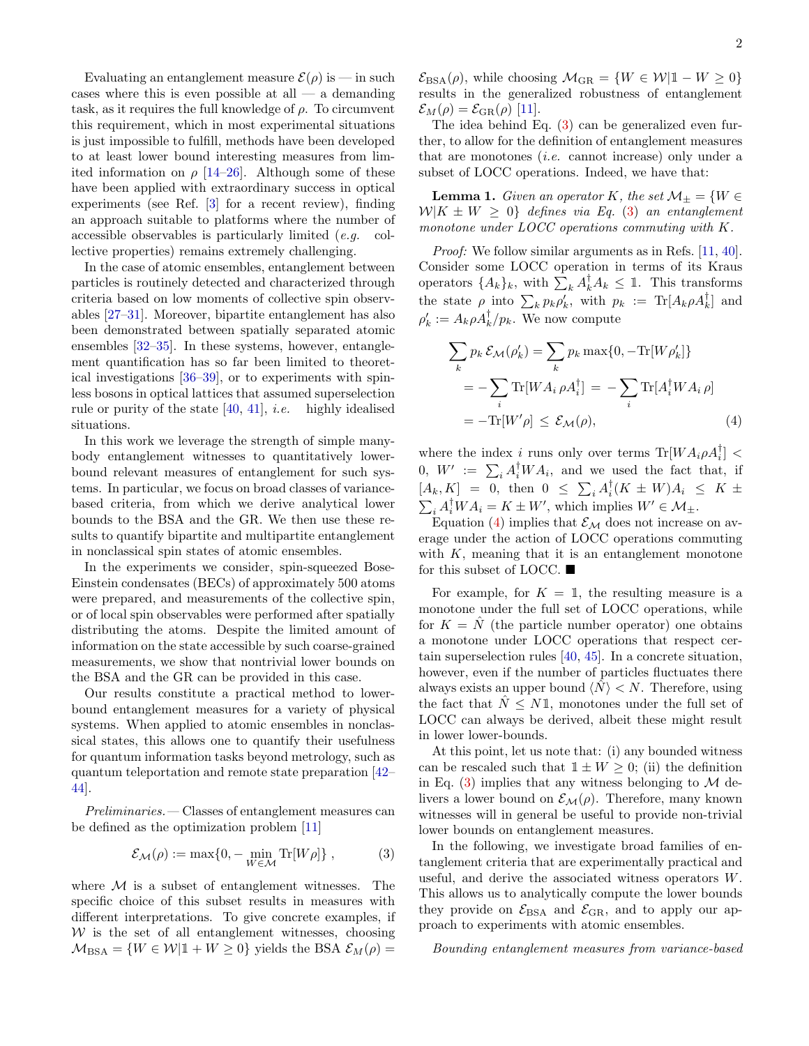Evaluating an entanglement measure $\mathcal{E}(\rho)$ is — in such cases where this is even possible at all — a demanding task, as it requires the full knowledge of $\rho$. To circumvent this requirement, which in most experimental situations is just impossible to fulfill, methods have been developed to at least lower bound interesting measures from limited information on $\rho$ [14–26]. Although some of these have been applied with extraordinary success in optical experiments (see Ref. [3] for a recent review), finding an approach suitable to platforms where the number of accessible observables is particularly limited (*e.g.* collective properties) remains extremely challenging.

In the case of atomic ensembles, entanglement between particles is routinely detected and characterized through criteria based on low moments of collective spin observables [27–31]. Moreover, bipartite entanglement has also been demonstrated between spatially separated atomic ensembles [32–35]. In these systems, however, entanglement quantification has so far been limited to theoretical investigations [36–39], or to experiments with spinless bosons in optical lattices that assumed superselection rule or purity of the state [40, 41], *i.e.* highly idealised situations.

In this work we leverage the strength of simple many-body entanglement witnesses to quantitatively lower-bound relevant measures of entanglement for such systems. In particular, we focus on broad classes of variance-based criteria, from which we derive analytical lower bounds to the BSA and the GR. We then use these results to quantify bipartite and multipartite entanglement in nonclassical spin states of atomic ensembles.

In the experiments we consider, spin-squeezed Bose-Einstein condensates (BECs) of approximately 500 atoms were prepared, and measurements of the collective spin, or of local spin observables were performed after spatially distributing the atoms. Despite the limited amount of information on the state accessible by such coarse-grained measurements, we show that nontrivial lower bounds on the BSA and the GR can be provided in this case.

Our results constitute a practical method to lower-bound entanglement measures for a variety of physical systems. When applied to atomic ensembles in nonclassical states, this allows one to quantify their usefulness for quantum information tasks beyond metrology, such as quantum teleportation and remote state preparation [42–44].

*Preliminaries.*— Classes of entanglement measures can be defined as the optimization problem [11]

$$\mathcal{E}_{\mathcal{M}}(\rho) := \max\{0, -\min_{W\in\mathcal{M}} \mathrm{Tr}[W\rho]\} , \tag{3}$$

where $\mathcal{M}$ is a subset of entanglement witnesses. The specific choice of this subset results in measures with different interpretations. To give concrete examples, if $\mathcal{W}$ is the set of all entanglement witnesses, choosing $\mathcal{M}_{\mathrm{BSA}} = \{W \in \mathcal{W} | \mathbb{1} + W \geq 0\}$ yields the BSA $\mathcal{E}_M(\rho) = \mathcal{E}_{\mathrm{BSA}}(\rho)$, while choosing $\mathcal{M}_{\mathrm{GR}} = \{W \in \mathcal{W} | \mathbb{1} - W \geq 0\}$ results in the generalized robustness of entanglement $\mathcal{E}_M(\rho) = \mathcal{E}_{\mathrm{GR}}(\rho)$ [11].

The idea behind Eq. (3) can be generalized even further, to allow for the definition of entanglement measures that are monotones (*i.e.* cannot increase) only under a subset of LOCC operations. Indeed, we have that:

**Lemma 1.** *Given an operator $K$, the set $\mathcal{M}_\pm = \{W \in \mathcal{W} | K \pm W \geq 0\}$ defines via Eq. (3) an entanglement monotone under LOCC operations commuting with $K$.*

*Proof:* We follow similar arguments as in Refs. [11, 40]. Consider some LOCC operation in terms of its Kraus operators $\{A_k\}_k$, with $\sum_k A_k^\dagger A_k \leq \mathbb{1}$. This transforms the state $\rho$ into $\sum_k p_k \rho_k'$, with $p_k := \mathrm{Tr}[A_k \rho A_k^\dagger]$ and $\rho_k' := A_k \rho A_k^\dagger / p_k$. We now compute

$$\begin{aligned}
\sum_k p_k\, \mathcal{E}_{\mathcal{M}}(\rho_k') &= \sum_k p_k \max\{0, -\mathrm{Tr}[W\rho_k']\} \\
&= -\sum_i \mathrm{Tr}[W A_i\, \rho A_i^\dagger] \;=\; -\sum_i \mathrm{Tr}[A_i^\dagger W A_i\, \rho] \\
&= -\mathrm{Tr}[W'\rho] \;\leq\; \mathcal{E}_{\mathcal{M}}(\rho),
\end{aligned} \tag{4}$$

where the index $i$ runs only over terms $\mathrm{Tr}[W A_i \rho A_i^\dagger] < 0$, $W' := \sum_i A_i^\dagger W A_i$, and we used the fact that, if $[A_k, K] = 0$, then $0 \leq \sum_i A_i^\dagger (K \pm W) A_i \leq K \pm \sum_i A_i^\dagger W A_i = K \pm W'$, which implies $W' \in \mathcal{M}_\pm$.

Equation (4) implies that $\mathcal{E}_{\mathcal{M}}$ does not increase on average under the action of LOCC operations commuting with $K$, meaning that it is an entanglement monotone for this subset of LOCC. ■

For example, for $K = \mathbb{1}$, the resulting measure is a monotone under the full set of LOCC operations, while for $K = \hat{N}$ (the particle number operator) one obtains a monotone under LOCC operations that respect certain superselection rules [40, 45]. In a concrete situation, however, even if the number of particles fluctuates there always exists an upper bound $\langle \hat{N} \rangle < N$. Therefore, using the fact that $\hat{N} \leq N\mathbb{1}$, monotones under the full set of LOCC can always be derived, albeit these might result in lower lower-bounds.

At this point, let us note that: (i) any bounded witness can be rescaled such that $\mathbb{1} \pm W \geq 0$; (ii) the definition in Eq. (3) implies that any witness belonging to $\mathcal{M}$ delivers a lower bound on $\mathcal{E}_{\mathcal{M}}(\rho)$. Therefore, many known witnesses will in general be useful to provide non-trivial lower bounds on entanglement measures.

In the following, we investigate broad families of entanglement criteria that are experimentally practical and useful, and derive the associated witness operators $W$. This allows us to analytically compute the lower bounds they provide on $\mathcal{E}_{\mathrm{BSA}}$ and $\mathcal{E}_{\mathrm{GR}}$, and to apply our approach to experiments with atomic ensembles.

*Bounding entanglement measures from variance-based*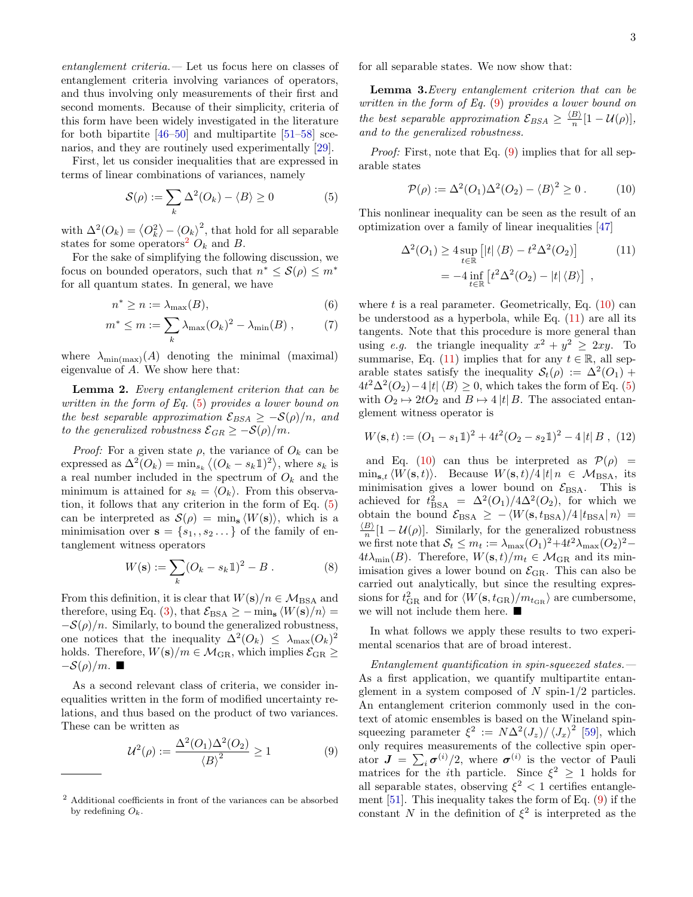*entanglement criteria.—* Let us focus here on classes of entanglement criteria involving variances of operators, and thus involving only measurements of their first and second moments. Because of their simplicity, criteria of this form have been widely investigated in the literature for both bipartite [46–50] and multipartite [51–58] scenarios, and they are routinely used experimentally [29].

First, let us consider inequalities that are expressed in terms of linear combinations of variances, namely

$$\mathcal{S}(\rho) := \sum_k \Delta^2(O_k) - \langle B \rangle \geq 0 \tag{5}$$

with $\Delta^2(O_k) = \langle O_k^2 \rangle - \langle O_k \rangle^2$, that hold for all separable states for some operators[2] $O_k$ and $B$.

For the sake of simplifying the following discussion, we focus on bounded operators, such that $n^* \leq \mathcal{S}(\rho) \leq m^*$ for all quantum states. In general, we have

$$n^* \geq n := \lambda_{\max}(B), \tag{6}$$

$$m^* \leq m := \sum_k \lambda_{\max}(O_k)^2 - \lambda_{\min}(B) \,, \tag{7}$$

where $\lambda_{\min(\max)}(A)$ denoting the minimal (maximal) eigenvalue of $A$. We show here that:

**Lemma 2.** *Every entanglement criterion that can be written in the form of Eq. (5) provides a lower bound on the best separable approximation $\mathcal{E}_{BSA} \geq -\mathcal{S}(\rho)/n$, and to the generalized robustness $\mathcal{E}_{GR} \geq -\mathcal{S}(\rho)/m$.*

*Proof:* For a given state $\rho$, the variance of $O_k$ can be expressed as $\Delta^2(O_k) = \min_{s_k} \langle (O_k - s_k \mathbb{1})^2 \rangle$, where $s_k$ is a real number included in the spectrum of $O_k$ and the minimum is attained for $s_k = \langle O_k \rangle$. From this observation, it follows that any criterion in the form of Eq. (5) can be interpreted as $\mathcal{S}(\rho) = \min_{\mathbf{s}} \langle W(\mathbf{s}) \rangle$, which is a minimisation over $\mathbf{s} = \{s_1, , s_2 \ldots\}$ of the family of entanglement witness operators

$$W(\mathbf{s}) := \sum_k (O_k - s_k \mathbb{1})^2 - B \,. \tag{8}$$

From this definition, it is clear that $W(\mathbf{s})/n \in \mathcal{M}_{\rm BSA}$ and therefore, using Eq. (3), that $\mathcal{E}_{\rm BSA} \geq -\min_{\mathbf{s}} \langle W(\mathbf{s})/n \rangle = -\mathcal{S}(\rho)/n$. Similarly, to bound the generalized robustness, one notices that the inequality $\Delta^2(O_k) \leq \lambda_{\max}(O_k)^2$ holds. Therefore, $W(\mathbf{s})/m \in \mathcal{M}_{\rm GR}$, which implies $\mathcal{E}_{\rm GR} \geq -\mathcal{S}(\rho)/m$. ■

As a second relevant class of criteria, we consider inequalities written in the form of modified uncertainty relations, and thus based on the product of two variances. These can be written as

$$\mathcal{U}^2(\rho) := \frac{\Delta^2(O_1)\Delta^2(O_2)}{\langle B \rangle^2} \geq 1 \tag{9}$$

for all separable states. We now show that:

**Lemma 3.** *Every entanglement criterion that can be written in the form of Eq. (9) provides a lower bound on the best separable approximation $\mathcal{E}_{BSA} \geq \frac{\langle B \rangle}{n}[1 - \mathcal{U}(\rho)]$, and to the generalized robustness.*

*Proof:* First, note that Eq. (9) implies that for all separable states

$$\mathcal{P}(\rho) := \Delta^2(O_1)\Delta^2(O_2) - \langle B \rangle^2 \geq 0 \,. \tag{10}$$

This nonlinear inequality can be seen as the result of an optimization over a family of linear inequalities [47]

$$\begin{aligned} \Delta^2(O_1) &\geq 4 \sup_{t \in \mathbb{R}} \left[ |t| \langle B \rangle - t^2 \Delta^2(O_2) \right] \\ &= -4 \inf_{t \in \mathbb{R}} \left[ t^2 \Delta^2(O_2) - |t| \langle B \rangle \right] \,, \end{aligned} \tag{11}$$

where $t$ is a real parameter. Geometrically, Eq. (10) can be understood as a hyperbola, while Eq. (11) are all its tangents. Note that this procedure is more general than using *e.g.* the triangle inequality $x^2 + y^2 \geq 2xy$. To summarise, Eq. (11) implies that for any $t \in \mathbb{R}$, all separable states satisfy the inequality $\mathcal{S}_t(\rho) := \Delta^2(O_1) + 4t^2\Delta^2(O_2) - 4|t| \langle B \rangle \geq 0$, which takes the form of Eq. (5) with $O_2 \mapsto 2tO_2$ and $B \mapsto 4|t| B$. The associated entanglement witness operator is

$$W(\mathbf{s}, t) := (O_1 - s_1 \mathbb{1})^2 + 4t^2 (O_2 - s_2 \mathbb{1})^2 - 4|t| B \,, \tag{12}$$

and Eq. (10) can thus be interpreted as $\mathcal{P}(\rho) = \min_{\mathbf{s},t} \langle W(\mathbf{s}, t) \rangle$. Because $W(\mathbf{s}, t)/4|t| n \in \mathcal{M}_{\rm BSA}$, its minimisation gives a lower bound on $\mathcal{E}_{\rm BSA}$. This is achieved for $t_{\rm BSA}^2 = \Delta^2(O_1)/4\Delta^2(O_2)$, for which we obtain the bound $\mathcal{E}_{\rm BSA} \geq -\langle W(\mathbf{s}, t_{\rm BSA})/4|t_{\rm BSA}| n \rangle = \frac{\langle B \rangle}{n}[1 - \mathcal{U}(\rho)]$. Similarly, for the generalized robustness we first note that $\mathcal{S}_t \leq m_t := \lambda_{\max}(O_1)^2 + 4t^2\lambda_{\max}(O_2)^2 - 4t\lambda_{\min}(B)$. Therefore, $W(\mathbf{s}, t)/m_t \in \mathcal{M}_{\rm GR}$ and its minimisation gives a lower bound on $\mathcal{E}_{\rm GR}$. This can also be carried out analytically, but since the resulting expressions for $t_{\rm GR}^2$ and for $\langle W(\mathbf{s}, t_{\rm GR})/m_{t_{\rm GR}} \rangle$ are cumbersome, we will not include them here. ■

In what follows we apply these results to two experimental scenarios that are of broad interest.

*Entanglement quantification in spin-squeezed states.—* As a first application, we quantify multipartite entanglement in a system composed of $N$ spin-1/2 particles. An entanglement criterion commonly used in the context of atomic ensembles is based on the Wineland spin-squeezing parameter $\xi^2 := N\Delta^2(J_z)/\langle J_x \rangle^2$ [59], which only requires measurements of the collective spin operator $\boldsymbol{J} = \sum_i \boldsymbol{\sigma}^{(i)}/2$, where $\boldsymbol{\sigma}^{(i)}$ is the vector of Pauli matrices for the $i$th particle. Since $\xi^2 \geq 1$ holds for all separable states, observing $\xi^2 < 1$ certifies entanglement [51]. This inequality takes the form of Eq. (9) if the constant $N$ in the definition of $\xi^2$ is interpreted as the

[2] Additional coefficients in front of the variances can be absorbed by redefining $O_k$.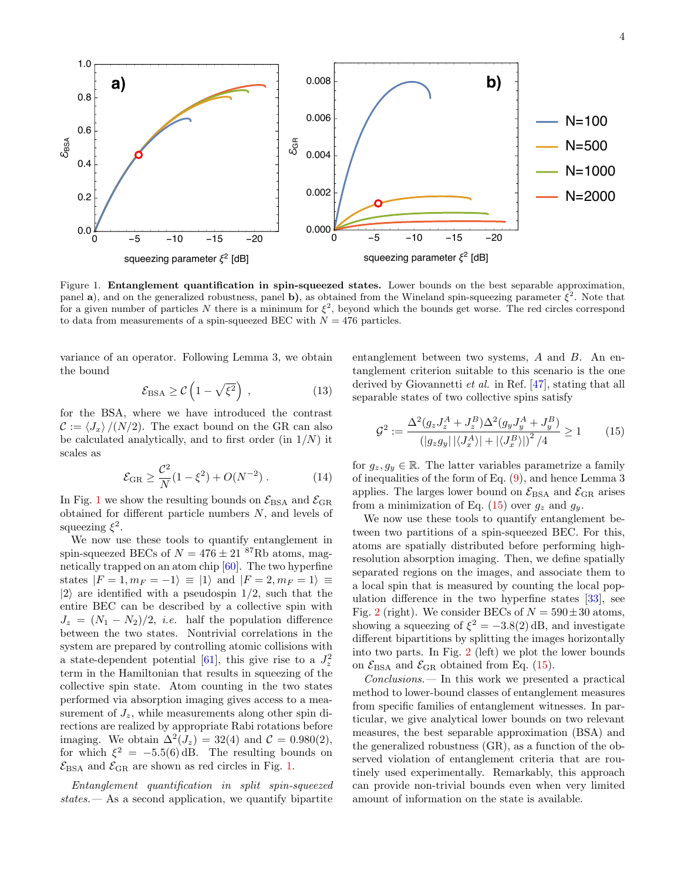Figure 1. **Entanglement quantification in spin-squeezed states.** Lower bounds on the best separable approximation, panel **a**), and on the generalized robustness, panel **b**), as obtained from the Wineland spin-squeezing parameter $\xi^2$. Note that for a given number of particles $N$ there is a minimum for $\xi^2$, beyond which the bounds get worse. The red circles correspond to data from measurements of a spin-squeezed BEC with $N = 476$ particles.

variance of an operator. Following Lemma 3, we obtain the bound

$$\mathcal{E}_{\mathrm{BSA}} \geq \mathcal{C}\left(1 - \sqrt{\xi^2}\right) , \tag{13}$$

for the BSA, where we have introduced the contrast $\mathcal{C} := \langle J_x \rangle /(N/2)$. The exact bound on the GR can also be calculated analytically, and to first order (in $1/N$) it scales as

$$\mathcal{E}_{\mathrm{GR}} \geq \frac{\mathcal{C}^2}{N}(1 - \xi^2) + O(N^{-2}) . \tag{14}$$

In Fig. 1 we show the resulting bounds on $\mathcal{E}_{\mathrm{BSA}}$ and $\mathcal{E}_{\mathrm{GR}}$ obtained for different particle numbers $N$, and levels of squeezing $\xi^2$.

We now use these tools to quantify entanglement in spin-squeezed BECs of $N = 476 \pm 21$ $^{87}$Rb atoms, magnetically trapped on an atom chip [60]. The two hyperfine states $|F = 1, m_F = -1\rangle \equiv |1\rangle$ and $|F = 2, m_F = 1\rangle \equiv |2\rangle$ are identified with a pseudospin 1/2, such that the entire BEC can be described by a collective spin with $J_z = (N_1 - N_2)/2$, *i.e.* half the population difference between the two states. Nontrivial correlations in the system are prepared by controlling atomic collisions with a state-dependent potential [61], this give rise to a $J_z^2$ term in the Hamiltonian that results in squeezing of the collective spin state. Atom counting in the two states performed via absorption imaging gives access to a measurement of $J_z$, while measurements along other spin directions are realized by appropriate Rabi rotations before imaging. We obtain $\Delta^2(J_z) = 32(4)$ and $\mathcal{C} = 0.980(2)$, for which $\xi^2 = -5.5(6)\,$dB. The resulting bounds on $\mathcal{E}_{\mathrm{BSA}}$ and $\mathcal{E}_{\mathrm{GR}}$ are shown as red circles in Fig. 1.

*Entanglement quantification in split spin-squeezed states.*— As a second application, we quantify bipartite entanglement between two systems, $A$ and $B$. An entanglement criterion suitable to this scenario is the one derived by Giovannetti *et al.* in Ref. [47], stating that all separable states of two collective spins satisfy

$$\mathcal{G}^2 := \frac{\Delta^2(g_z J_z^A + J_z^B)\Delta^2(g_y J_y^A + J_y^B)}{\left(|g_z g_y|\, |\langle J_x^A \rangle| + |\langle J_x^B \rangle|\right)^2/4} \geq 1 \tag{15}$$

for $g_z, g_y \in \mathbb{R}$. The latter variables parametrize a family of inequalities of the form of Eq. (9), and hence Lemma 3 applies. The larges lower bound on $\mathcal{E}_{\mathrm{BSA}}$ and $\mathcal{E}_{\mathrm{GR}}$ arises from a minimization of Eq. (15) over $g_z$ and $g_y$.

We now use these tools to quantify entanglement between two partitions of a spin-squeezed BEC. For this, atoms are spatially distributed before performing high-resolution absorption imaging. Then, we define spatially separated regions on the images, and associate them to a local spin that is measured by counting the local population difference in the two hyperfine states [33], see Fig. 2 (right). We consider BECs of $N = 590 \pm 30$ atoms, showing a squeezing of $\xi^2 = -3.8(2)\,$dB, and investigate different bipartitions by splitting the images horizontally into two parts. In Fig. 2 (left) we plot the lower bounds on $\mathcal{E}_{\mathrm{BSA}}$ and $\mathcal{E}_{\mathrm{GR}}$ obtained from Eq. (15).

*Conclusions.*— In this work we presented a practical method to lower-bound classes of entanglement measures from specific families of entanglement witnesses. In particular, we give analytical lower bounds on two relevant measures, the best separable approximation (BSA) and the generalized robustness (GR), as a function of the observed violation of entanglement criteria that are routinely used experimentally. Remarkably, this approach can provide non-trivial bounds even when very limited amount of information on the state is available.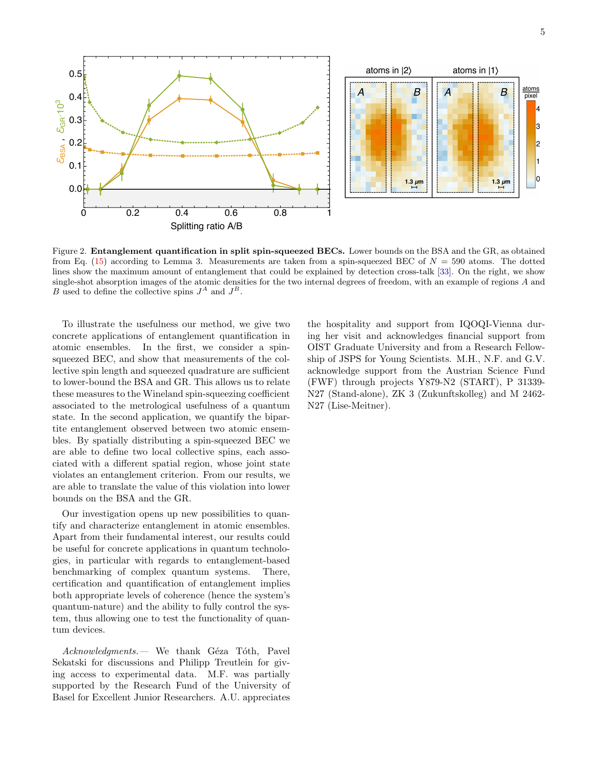Figure 2. **Entanglement quantification in split spin-squeezed BECs.** Lower bounds on the BSA and the GR, as obtained from Eq. (15) according to Lemma 3. Measurements are taken from a spin-squeezed BEC of $N = 590$ atoms. The dotted lines show the maximum amount of entanglement that could be explained by detection cross-talk [33]. On the right, we show single-shot absorption images of the atomic densities for the two internal degrees of freedom, with an example of regions $A$ and $B$ used to define the collective spins $J^A$ and $J^B$.

To illustrate the usefulness our method, we give two concrete applications of entanglement quantification in atomic ensembles. In the first, we consider a spin-squeezed BEC, and show that measurements of the collective spin length and squeezed quadrature are sufficient to lower-bound the BSA and GR. This allows us to relate these measures to the Wineland spin-squeezing coefficient associated to the metrological usefulness of a quantum state. In the second application, we quantify the bipartite entanglement observed between two atomic ensembles. By spatially distributing a spin-squeezed BEC we are able to define two local collective spins, each associated with a different spatial region, whose joint state violates an entanglement criterion. From our results, we are able to translate the value of this violation into lower bounds on the BSA and the GR.

Our investigation opens up new possibilities to quantify and characterize entanglement in atomic ensembles. Apart from their fundamental interest, our results could be useful for concrete applications in quantum technologies, in particular with regards to entanglement-based benchmarking of complex quantum systems. There, certification and quantification of entanglement implies both appropriate levels of coherence (hence the system's quantum-nature) and the ability to fully control the system, thus allowing one to test the functionality of quantum devices.

*Acknowledgments.*— We thank Géza Tóth, Pavel Sekatski for discussions and Philipp Treutlein for giving access to experimental data. M.F. was partially supported by the Research Fund of the University of Basel for Excellent Junior Researchers. A.U. appreciates the hospitality and support from IQOQI-Vienna during her visit and acknowledges financial support from OIST Graduate University and from a Research Fellowship of JSPS for Young Scientists. M.H., N.F. and G.V. acknowledge support from the Austrian Science Fund (FWF) through projects Y879-N2 (START), P 31339-N27 (Stand-alone), ZK 3 (Zukunftskolleg) and M 2462-N27 (Lise-Meitner).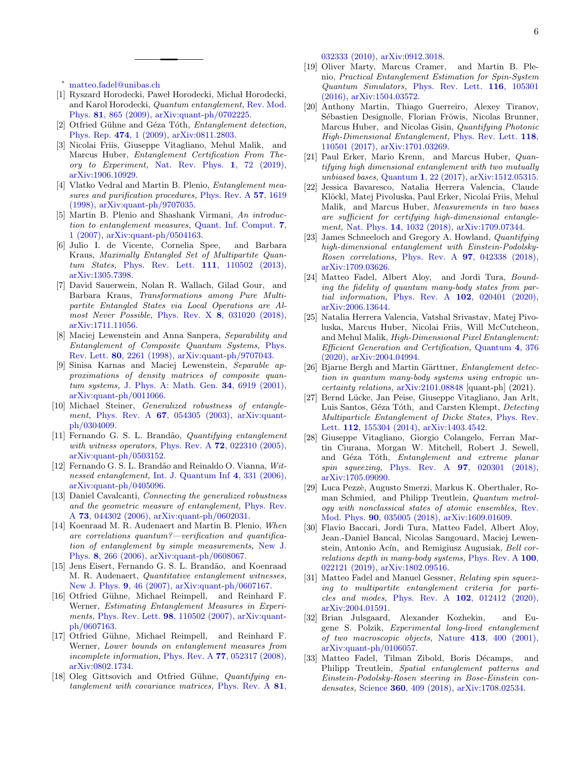* matteo.fadel@unibas.ch

[1] Ryszard Horodecki, Paweł Horodecki, Michał Horodecki, and Karol Horodecki, *Quantum entanglement,* Rev. Mod. Phys. **81**, 865 (2009), arXiv:quant-ph/0702225.

[2] Otfried Gühne and Géza Tóth, *Entanglement detection,* Phys. Rep. **474**, 1 (2009), arXiv:0811.2803.

[3] Nicolai Friis, Giuseppe Vitagliano, Mehul Malik, and Marcus Huber, *Entanglement Certification From Theory to Experiment,* Nat. Rev. Phys. **1**, 72 (2019), arXiv:1906.10929.

[4] Vlatko Vedral and Martin B. Plenio, *Entanglement measures and purification procedures,* Phys. Rev. A **57**, 1619 (1998), arXiv:quant-ph/9707035.

[5] Martin B. Plenio and Shashank Virmani, *An introduction to entanglement measures,* Quant. Inf. Comput. **7**, 1 (2007), arXiv:quant-ph/0504163.

[6] Julio I. de Vicente, Cornelia Spee, and Barbara Kraus, *Maximally Entangled Set of Multipartite Quantum States,* Phys. Rev. Lett. **111**, 110502 (2013), arXiv:1305.7398.

[7] David Sauerwein, Nolan R. Wallach, Gilad Gour, and Barbara Kraus, *Transformations among Pure Multipartite Entangled States via Local Operations are Almost Never Possible,* Phys. Rev. X **8**, 031020 (2018), arXiv:1711.11056.

[8] Maciej Lewenstein and Anna Sanpera, *Separability and Entanglement of Composite Quantum Systems,* Phys. Rev. Lett. **80**, 2261 (1998), arXiv:quant-ph/9707043.

[9] Sinisa Karnas and Maciej Lewenstein, *Separable approximations of density matrices of composite quantum systems,* J. Phys. A: Math. Gen. **34**, 6919 (2001), arXiv:quant-ph/0011066.

[10] Michael Steiner, *Generalized robustness of entanglement,* Phys. Rev. A **67**, 054305 (2003), arXiv:quant-ph/0304009.

[11] Fernando G. S. L. Brandão, *Quantifying entanglement with witness operators,* Phys. Rev. A **72**, 022310 (2005), arXiv:quant-ph/0503152.

[12] Fernando G. S. L. Brandão and Reinaldo O. Vianna, *Witnessed entanglement,* Int. J. Quantum Inf **4**, 331 (2006), arXiv:quant-ph/0405096.

[13] Daniel Cavalcanti, *Connecting the generalized robustness and the geometric measure of entanglement,* Phys. Rev. A **73**, 044302 (2006), arXiv:quant-ph/0602031.

[14] Koenraad M. R. Audenaert and Martin B. Plenio, *When are correlations quantum?—verification and quantification of entanglement by simple measurements,* New J. Phys. **8**, 266 (2006), arXiv:quant-ph/0608067.

[15] Jens Eisert, Fernando G. S. L. Brandão, and Koenraad M. R. Audenaert, *Quantitative entanglement witnesses,* New J. Phys. **9**, 46 (2007), arXiv:quant-ph/0607167.

[16] Otfried Gühne, Michael Reimpell, and Reinhard F. Werner, *Estimating Entanglement Measures in Experiments,* Phys. Rev. Lett. **98**, 110502 (2007), arXiv:quant-ph/0607163.

[17] Otfried Gühne, Michael Reimpell, and Reinhard F. Werner, *Lower bounds on entanglement measures from incomplete information,* Phys. Rev. A **77**, 052317 (2008), arXiv:0802.1734.

[18] Oleg Gittsovich and Otfried Gühne, *Quantifying entanglement with covariance matrices,* Phys. Rev. A **81**, 032333 (2010), arXiv:0912.3018.

[19] Oliver Marty, Marcus Cramer, and Martin B. Plenio, *Practical Entanglement Estimation for Spin-System Quantum Simulators,* Phys. Rev. Lett. **116**, 105301 (2016), arXiv:1504.03572.

[20] Anthony Martin, Thiago Guerreiro, Alexey Tiranov, Sébastien Designolle, Florian Fröwis, Nicolas Brunner, Marcus Huber, and Nicolas Gisin, *Quantifying Photonic High-Dimensional Entanglement,* Phys. Rev. Lett. **118**, 110501 (2017), arXiv:1701.03269.

[21] Paul Erker, Mario Krenn, and Marcus Huber, *Quantifying high dimensional entanglement with two mutually unbiased bases,* Quantum **1**, 22 (2017), arXiv:1512.05315.

[22] Jessica Bavaresco, Natalia Herrera Valencia, Claude Klöckl, Matej Pivoluska, Paul Erker, Nicolai Friis, Mehul Malik, and Marcus Huber, *Measurements in two bases are sufficient for certifying high-dimensional entanglement,* Nat. Phys. **14**, 1032 (2018), arXiv:1709.07344.

[23] James Schneeloch and Gregory A. Howland, *Quantifying high-dimensional entanglement with Einstein-Podolsky-Rosen correlations,* Phys. Rev. A **97**, 042338 (2018), arXiv:1709.03626.

[24] Matteo Fadel, Albert Aloy, and Jordi Tura, *Bounding the fidelity of quantum many-body states from partial information,* Phys. Rev. A **102**, 020401 (2020), arXiv:2006.13644.

[25] Natalia Herrera Valencia, Vatshal Srivastav, Matej Pivoluska, Marcus Huber, Nicolai Friis, Will McCutcheon, and Mehul Malik, *High-Dimensional Pixel Entanglement: Efficient Generation and Certification,* Quantum **4**, 376 (2020), arXiv:2004.04994.

[26] Bjarne Bergh and Martin Gärttner, *Entanglement detection in quantum many-body systems using entropic uncertainty relations,* arXiv:2101.08848 [quant-ph] (2021).

[27] Bernd Lücke, Jan Peise, Giuseppe Vitagliano, Jan Arlt, Luis Santos, Géza Tóth, and Carsten Klempt, *Detecting Multiparticle Entanglement of Dicke States,* Phys. Rev. Lett. **112**, 155304 (2014), arXiv:1403.4542.

[28] Giuseppe Vitagliano, Giorgio Colangelo, Ferran Martin Ciurana, Morgan W. Mitchell, Robert J. Sewell, and Géza Tóth, *Entanglement and extreme planar spin squeezing,* Phys. Rev. A **97**, 020301 (2018), arXiv:1705.09090.

[29] Luca Pezzè, Augusto Smerzi, Markus K. Oberthaler, Roman Schmied, and Philipp Treutlein, *Quantum metrology with nonclassical states of atomic ensembles,* Rev. Mod. Phys. **90**, 035005 (2018), arXiv:1609.01609.

[30] Flavio Baccari, Jordi Tura, Matteo Fadel, Albert Aloy, Jean.-Daniel Bancal, Nicolas Sangouard, Maciej Lewenstein, Antonio Acín, and Remigiusz Augusiak, *Bell correlations depth in many-body systems,* Phys. Rev. A **100**, 022121 (2019), arXiv:1802.09516.

[31] Matteo Fadel and Manuel Gessner, *Relating spin squeezing to multipartite entanglement criteria for particles and modes,* Phys. Rev. A **102**, 012412 (2020), arXiv:2004.01591.

[32] Brian Julsgaard, Alexander Kozhekin, and Eugene S. Polzik, *Experimental long-lived entanglement of two macroscopic objects,* Nature **413**, 400 (2001), arXiv:quant-ph/0106057.

[33] Matteo Fadel, Tilman Zibold, Boris Décamps, and Philipp Treutlein, *Spatial entanglement patterns and Einstein-Podolsky-Rosen steering in Bose-Einstein condensates,* Science **360**, 409 (2018), arXiv:1708.02534.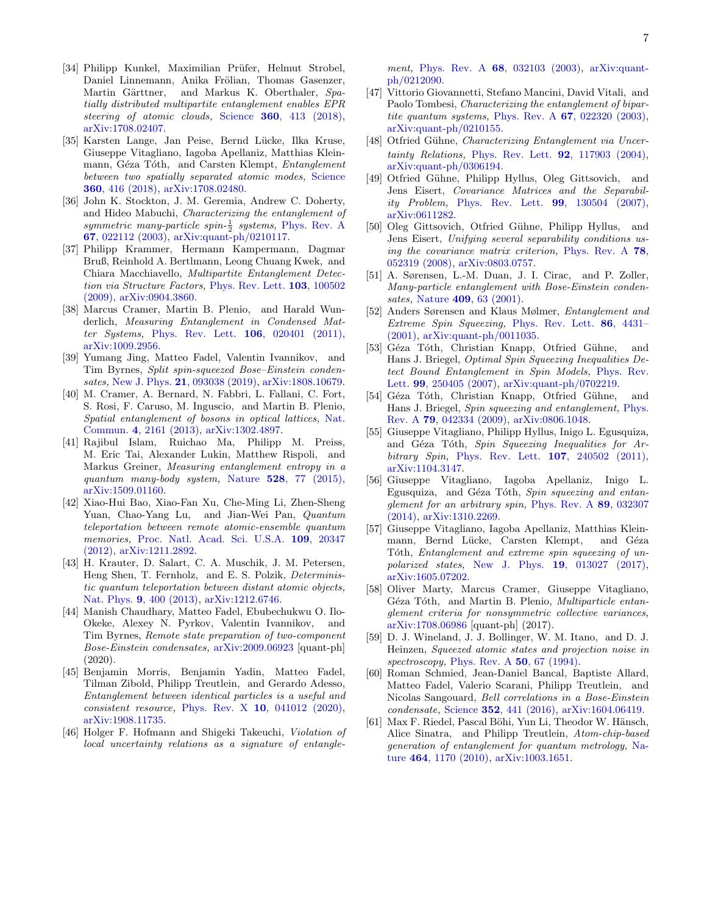[34] Philipp Kunkel, Maximilian Prüfer, Helmut Strobel, Daniel Linnemann, Anika Frölian, Thomas Gasenzer, Martin Gärttner, and Markus K. Oberthaler, *Spatially distributed multipartite entanglement enables EPR steering of atomic clouds,* Science **360**, 413 (2018), arXiv:1708.02407.

[35] Karsten Lange, Jan Peise, Bernd Lücke, Ilka Kruse, Giuseppe Vitagliano, Iagoba Apellaniz, Matthias Kleinmann, Géza Tóth, and Carsten Klempt, *Entanglement between two spatially separated atomic modes,* Science **360**, 416 (2018), arXiv:1708.02480.

[36] John K. Stockton, J. M. Geremia, Andrew C. Doherty, and Hideo Mabuchi, *Characterizing the entanglement of symmetric many-particle spin-$\frac{1}{2}$ systems,* Phys. Rev. A **67**, 022112 (2003), arXiv:quant-ph/0210117.

[37] Philipp Krammer, Hermann Kampermann, Dagmar Bruß, Reinhold A. Bertlmann, Leong Chuang Kwek, and Chiara Macchiavello, *Multipartite Entanglement Detection via Structure Factors,* Phys. Rev. Lett. **103**, 100502 (2009), arXiv:0904.3860.

[38] Marcus Cramer, Martin B. Plenio, and Harald Wunderlich, *Measuring Entanglement in Condensed Matter Systems,* Phys. Rev. Lett. **106**, 020401 (2011), arXiv:1009.2956.

[39] Yumang Jing, Matteo Fadel, Valentin Ivannikov, and Tim Byrnes, *Split spin-squeezed Bose–Einstein condensates,* New J. Phys. **21**, 093038 (2019), arXiv:1808.10679.

[40] M. Cramer, A. Bernard, N. Fabbri, L. Fallani, C. Fort, S. Rosi, F. Caruso, M. Inguscio, and Martin B. Plenio, *Spatial entanglement of bosons in optical lattices,* Nat. Commun. **4**, 2161 (2013), arXiv:1302.4897.

[41] Rajibul Islam, Ruichao Ma, Philipp M. Preiss, M. Eric Tai, Alexander Lukin, Matthew Rispoli, and Markus Greiner, *Measuring entanglement entropy in a quantum many-body system,* Nature **528**, 77 (2015), arXiv:1509.01160.

[42] Xiao-Hui Bao, Xiao-Fan Xu, Che-Ming Li, Zhen-Sheng Yuan, Chao-Yang Lu, and Jian-Wei Pan, *Quantum teleportation between remote atomic-ensemble quantum memories,* Proc. Natl. Acad. Sci. U.S.A. **109**, 20347 (2012), arXiv:1211.2892.

[43] H. Krauter, D. Salart, C. A. Muschik, J. M. Petersen, Heng Shen, T. Fernholz, and E. S. Polzik, *Deterministic quantum teleportation between distant atomic objects,* Nat. Phys. **9**, 400 (2013), arXiv:1212.6746.

[44] Manish Chaudhary, Matteo Fadel, Ebubechukwu O. Ilo-Okeke, Alexey N. Pyrkov, Valentin Ivannikov, and Tim Byrnes, *Remote state preparation of two-component Bose-Einstein condensates,* arXiv:2009.06923 [quant-ph] (2020).

[45] Benjamin Morris, Benjamin Yadin, Matteo Fadel, Tilman Zibold, Philipp Treutlein, and Gerardo Adesso, *Entanglement between identical particles is a useful and consistent resource,* Phys. Rev. X **10**, 041012 (2020), arXiv:1908.11735.

[46] Holger F. Hofmann and Shigeki Takeuchi, *Violation of local uncertainty relations as a signature of entanglement,* Phys. Rev. A **68**, 032103 (2003), arXiv:quant-ph/0212090.

[47] Vittorio Giovannetti, Stefano Mancini, David Vitali, and Paolo Tombesi, *Characterizing the entanglement of bipartite quantum systems,* Phys. Rev. A **67**, 022320 (2003), arXiv:quant-ph/0210155.

[48] Otfried Gühne, *Characterizing Entanglement via Uncertainty Relations,* Phys. Rev. Lett. **92**, 117903 (2004), arXiv:quant-ph/0306194.

[49] Otfried Gühne, Philipp Hyllus, Oleg Gittsovich, and Jens Eisert, *Covariance Matrices and the Separability Problem,* Phys. Rev. Lett. **99**, 130504 (2007), arXiv:0611282.

[50] Oleg Gittsovich, Otfried Gühne, Philipp Hyllus, and Jens Eisert, *Unifying several separability conditions using the covariance matrix criterion,* Phys. Rev. A **78**, 052319 (2008), arXiv:0803.0757.

[51] A. Sørensen, L.-M. Duan, J. I. Cirac, and P. Zoller, *Many-particle entanglement with Bose-Einstein condensates,* Nature **409**, 63 (2001).

[52] Anders Sørensen and Klaus Mølmer, *Entanglement and Extreme Spin Squeezing,* Phys. Rev. Lett. **86**, 4431–(2001), arXiv:quant-ph/0011035.

[53] Géza Tóth, Christian Knapp, Otfried Gühne, and Hans J. Briegel, *Optimal Spin Squeezing Inequalities Detect Bound Entanglement in Spin Models,* Phys. Rev. Lett. **99**, 250405 (2007), arXiv:quant-ph/0702219.

[54] Géza Tóth, Christian Knapp, Otfried Gühne, and Hans J. Briegel, *Spin squeezing and entanglement,* Phys. Rev. A **79**, 042334 (2009), arXiv:0806.1048.

[55] Giuseppe Vitagliano, Philipp Hyllus, Inigo L. Egusquiza, and Géza Tóth, *Spin Squeezing Inequalities for Arbitrary Spin,* Phys. Rev. Lett. **107**, 240502 (2011), arXiv:1104.3147.

[56] Giuseppe Vitagliano, Iagoba Apellaniz, Inigo L. Egusquiza, and Géza Tóth, *Spin squeezing and entanglement for an arbitrary spin,* Phys. Rev. A **89**, 032307 (2014), arXiv:1310.2269.

[57] Giuseppe Vitagliano, Iagoba Apellaniz, Matthias Kleinmann, Bernd Lücke, Carsten Klempt, and Géza Tóth, *Entanglement and extreme spin squeezing of unpolarized states,* New J. Phys. **19**, 013027 (2017), arXiv:1605.07202.

[58] Oliver Marty, Marcus Cramer, Giuseppe Vitagliano, Géza Tóth, and Martin B. Plenio, *Multiparticle entanglement criteria for nonsymmetric collective variances,* arXiv:1708.06986 [quant-ph] (2017).

[59] D. J. Wineland, J. J. Bollinger, W. M. Itano, and D. J. Heinzen, *Squeezed atomic states and projection noise in spectroscopy,* Phys. Rev. A **50**, 67 (1994).

[60] Roman Schmied, Jean-Daniel Bancal, Baptiste Allard, Matteo Fadel, Valerio Scarani, Philipp Treutlein, and Nicolas Sangouard, *Bell correlations in a Bose-Einstein condensate,* Science **352**, 441 (2016), arXiv:1604.06419.

[61] Max F. Riedel, Pascal Böhi, Yun Li, Theodor W. Hänsch, Alice Sinatra, and Philipp Treutlein, *Atom-chip-based generation of entanglement for quantum metrology,* Nature **464**, 1170 (2010), arXiv:1003.1651.